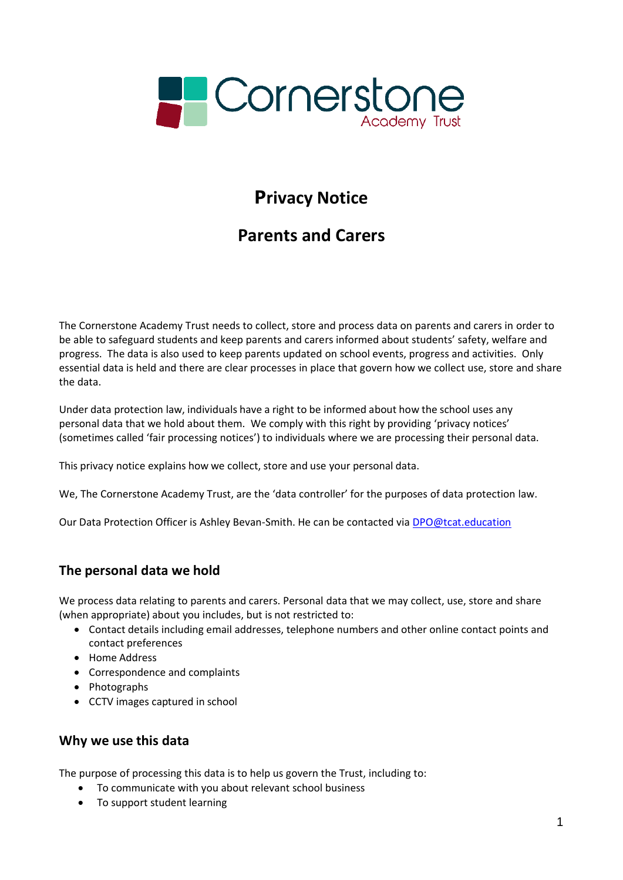Cornerstone Academy Trust

# Privacy Notice

# Parents and Carers

The Cornerstone Academy Trust needs to collect, store and process data on parents and carers in order to be able to safeguard students and keep parents and carers informed about students' safety, welfare and progress. The data is also used to keep parents updated on school events, progress and activities. Only essential data is held and there are clear processes in place that govern how we collect use, store and share the data.

Under data protection law, individuals have a right to be informed about how the school uses any personal data that we hold about them. We comply with this right by providing 'privacy notices' (sometimes called 'fair processing notices') to individuals where we are processing their personal data.

This privacy notice explains how we collect, store and use your personal data.

We, The Cornerstone Academy Trust, are the 'data controller' for the purposes of data protection law.

Our Data Protection Officer is Ashley Bevan-Smith. He can be contacted via DPO@tcat.education

## The personal data we hold

We process data relating to parents and carers. Personal data that we may collect, use, store and share (when appropriate) about you includes, but is not restricted to:

- Contact details including email addresses, telephone numbers and other online contact points and contact preferences
- Home Address
- Correspondence and complaints
- Photographs
- CCTV images captured in school

## Why we use this data

The purpose of processing this data is to help us govern the Trust, including to:

- To communicate with you about relevant school business
- To support student learning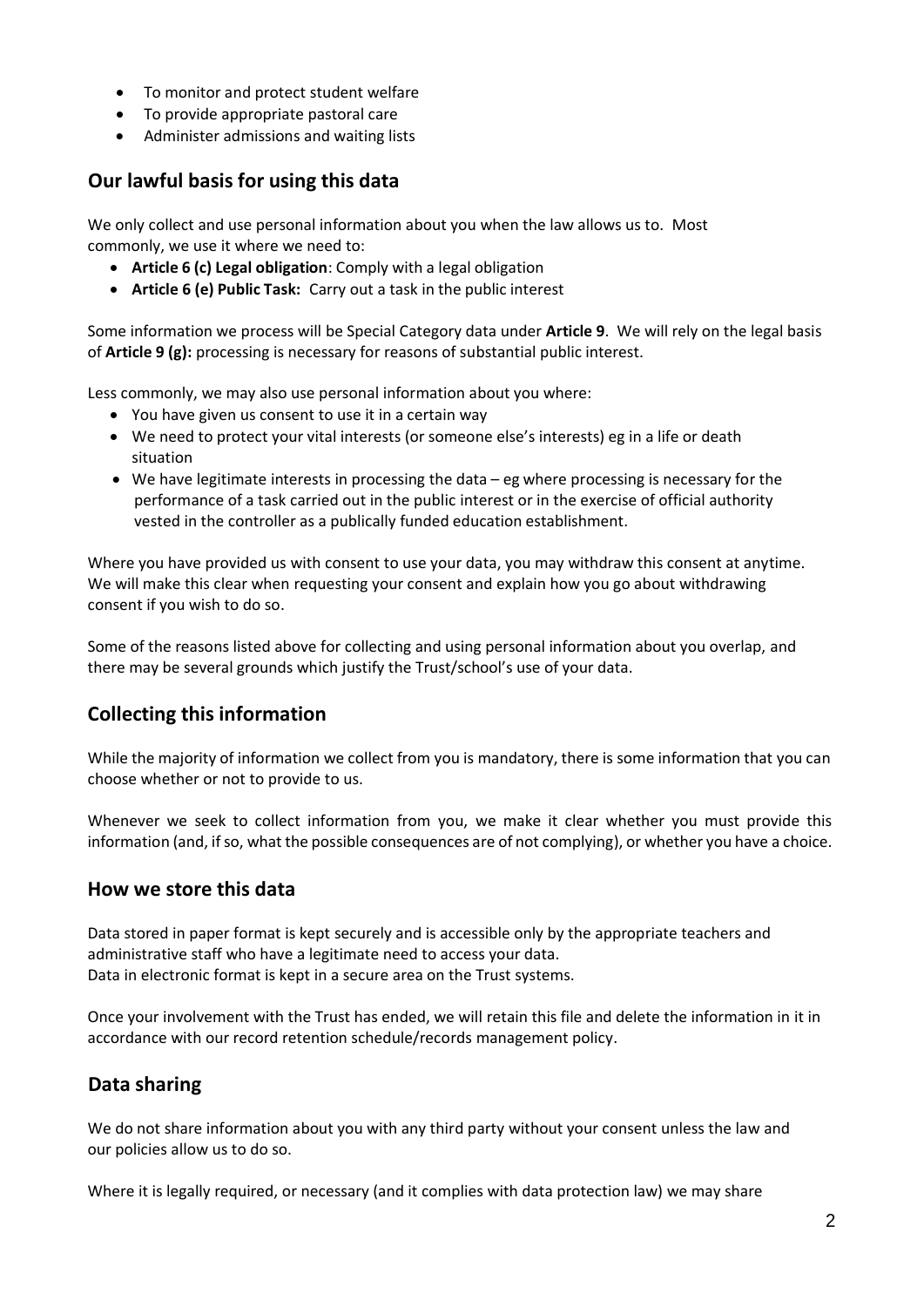- To monitor and protect student welfare
- To provide appropriate pastoral care
- Administer admissions and waiting lists

## Our lawful basis for using this data

We only collect and use personal information about you when the law allows us to. Most commonly, we use it where we need to:

- **Article 6 (c) Legal obligation**: Comply with a legal obligation
- **Article 6 (e) Public Task:** Carry out a task in the public interest

Some information we process will be Special Category data under **Article 9**. We will rely on the legal basis of **Article 9 (g):** processing is necessary for reasons of substantial public interest.

Less commonly, we may also use personal information about you where:

- You have given us consent to use it in a certain way
- We need to protect your vital interests (or someone else's interests) eg in a life or death situation
- We have legitimate interests in processing the data – eg where processing is necessary for the performance of a task carried out in the public interest or in the exercise of official authority vested in the controller as a publically funded education establishment.

Where you have provided us with consent to use your data, you may withdraw this consent at anytime. We will make this clear when requesting your consent and explain how you go about withdrawing consent if you wish to do so.

Some of the reasons listed above for collecting and using personal information about you overlap, and there may be several grounds which justify the Trust/school's use of your data.

## Collecting this information

While the majority of information we collect from you is mandatory, there is some information that you can choose whether or not to provide to us.

Whenever we seek to collect information from you, we make it clear whether you must provide this information (and, if so, what the possible consequences are of not complying), or whether you have a choice.

## How we store this data

Data stored in paper format is kept securely and is accessible only by the appropriate teachers and administrative staff who have a legitimate need to access your data.
Data in electronic format is kept in a secure area on the Trust systems.

Once your involvement with the Trust has ended, we will retain this file and delete the information in it in accordance with our record retention schedule/records management policy.

## Data sharing

We do not share information about you with any third party without your consent unless the law and our policies allow us to do so.

Where it is legally required, or necessary (and it complies with data protection law) we may share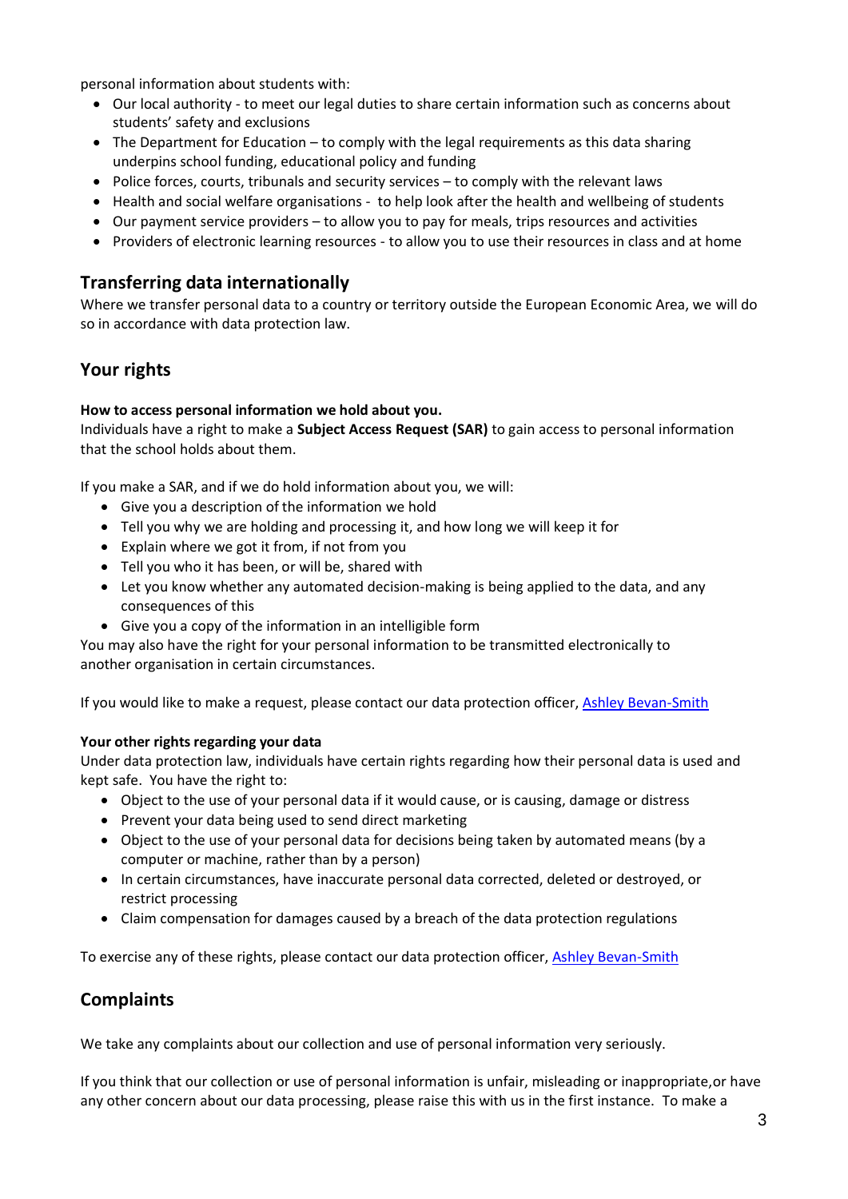personal information about students with:

- Our local authority - to meet our legal duties to share certain information such as concerns about students' safety and exclusions
- The Department for Education – to comply with the legal requirements as this data sharing underpins school funding, educational policy and funding
- Police forces, courts, tribunals and security services – to comply with the relevant laws
- Health and social welfare organisations - to help look after the health and wellbeing of students
- Our payment service providers – to allow you to pay for meals, trips resources and activities
- Providers of electronic learning resources - to allow you to use their resources in class and at home

## Transferring data internationally

Where we transfer personal data to a country or territory outside the European Economic Area, we will do so in accordance with data protection law.

## Your rights

**How to access personal information we hold about you.**

Individuals have a right to make a **Subject Access Request (SAR)** to gain access to personal information that the school holds about them.

If you make a SAR, and if we do hold information about you, we will:

- Give you a description of the information we hold
- Tell you why we are holding and processing it, and how long we will keep it for
- Explain where we got it from, if not from you
- Tell you who it has been, or will be, shared with
- Let you know whether any automated decision-making is being applied to the data, and any consequences of this
- Give you a copy of the information in an intelligible form

You may also have the right for your personal information to be transmitted electronically to another organisation in certain circumstances.

If you would like to make a request, please contact our data protection officer, [Ashley Bevan-Smith]

**Your other rights regarding your data**

Under data protection law, individuals have certain rights regarding how their personal data is used and kept safe. You have the right to:

- Object to the use of your personal data if it would cause, or is causing, damage or distress
- Prevent your data being used to send direct marketing
- Object to the use of your personal data for decisions being taken by automated means (by a computer or machine, rather than by a person)
- In certain circumstances, have inaccurate personal data corrected, deleted or destroyed, or restrict processing
- Claim compensation for damages caused by a breach of the data protection regulations

To exercise any of these rights, please contact our data protection officer, [Ashley Bevan-Smith]

## Complaints

We take any complaints about our collection and use of personal information very seriously.

If you think that our collection or use of personal information is unfair, misleading or inappropriate,or have any other concern about our data processing, please raise this with us in the first instance. To make a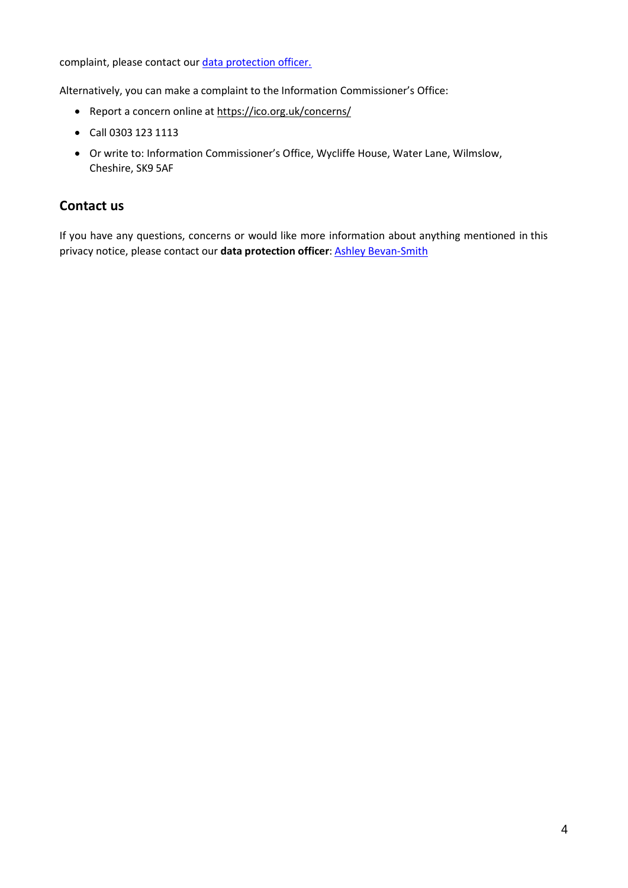complaint, please contact our data protection officer.

Alternatively, you can make a complaint to the Information Commissioner's Office:

- Report a concern online at https://ico.org.uk/concerns/
- Call 0303 123 1113
- Or write to: Information Commissioner's Office, Wycliffe House, Water Lane, Wilmslow, Cheshire, SK9 5AF

## Contact us

If you have any questions, concerns or would like more information about anything mentioned in this privacy notice, please contact our **data protection officer**: Ashley Bevan-Smith